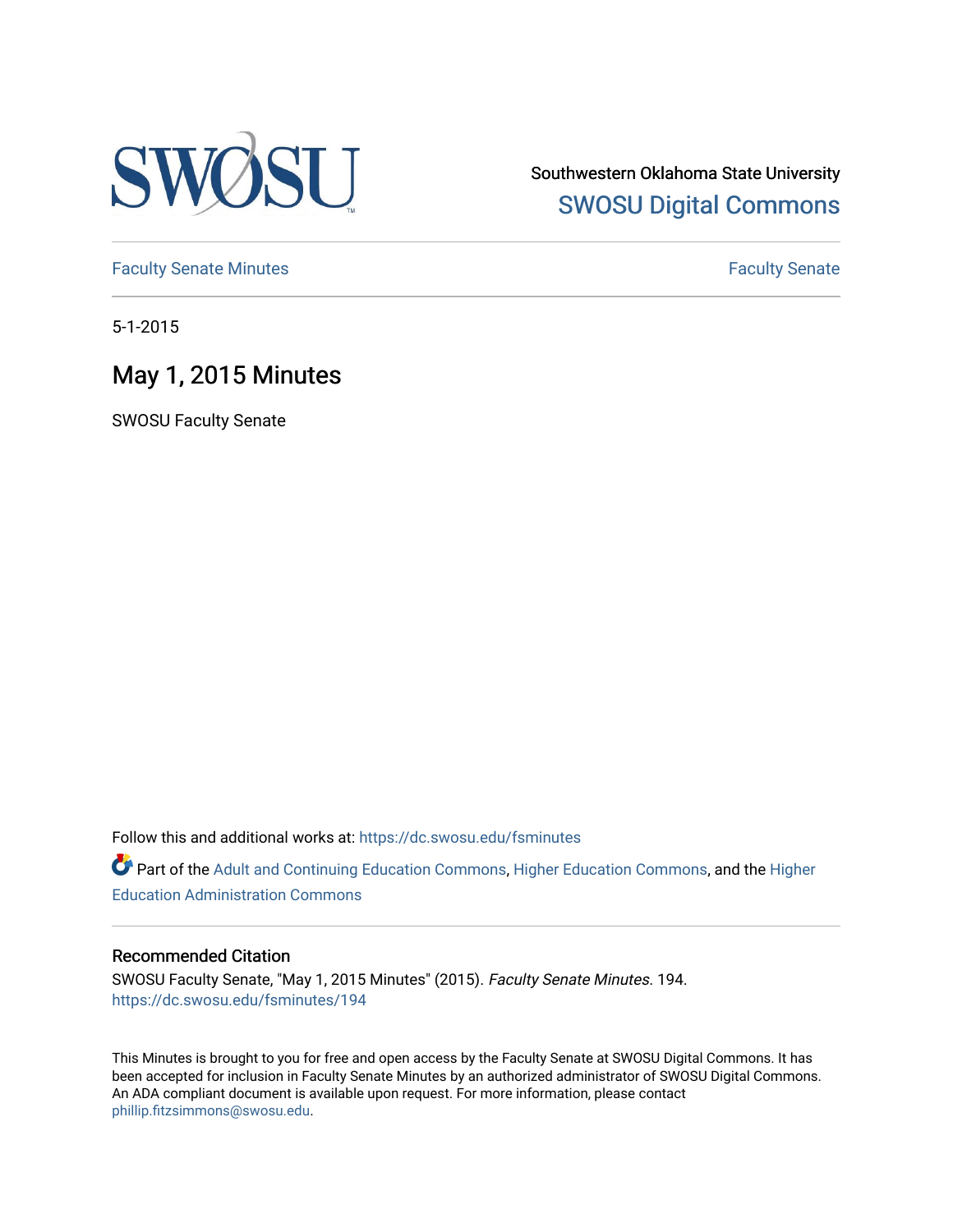Southwestern Oklahoma State University
SWOSU Digital Commons

Faculty Senate Minutes

Faculty Senate

5-1-2015

# May 1, 2015 Minutes

SWOSU Faculty Senate

Follow this and additional works at: https://dc.swosu.edu/fsminutes

Part of the Adult and Continuing Education Commons, Higher Education Commons, and the Higher Education Administration Commons

## Recommended Citation

SWOSU Faculty Senate, "May 1, 2015 Minutes" (2015). *Faculty Senate Minutes*. 194.
https://dc.swosu.edu/fsminutes/194

This Minutes is brought to you for free and open access by the Faculty Senate at SWOSU Digital Commons. It has been accepted for inclusion in Faculty Senate Minutes by an authorized administrator of SWOSU Digital Commons. An ADA compliant document is available upon request. For more information, please contact phillip.fitzsimmons@swosu.edu.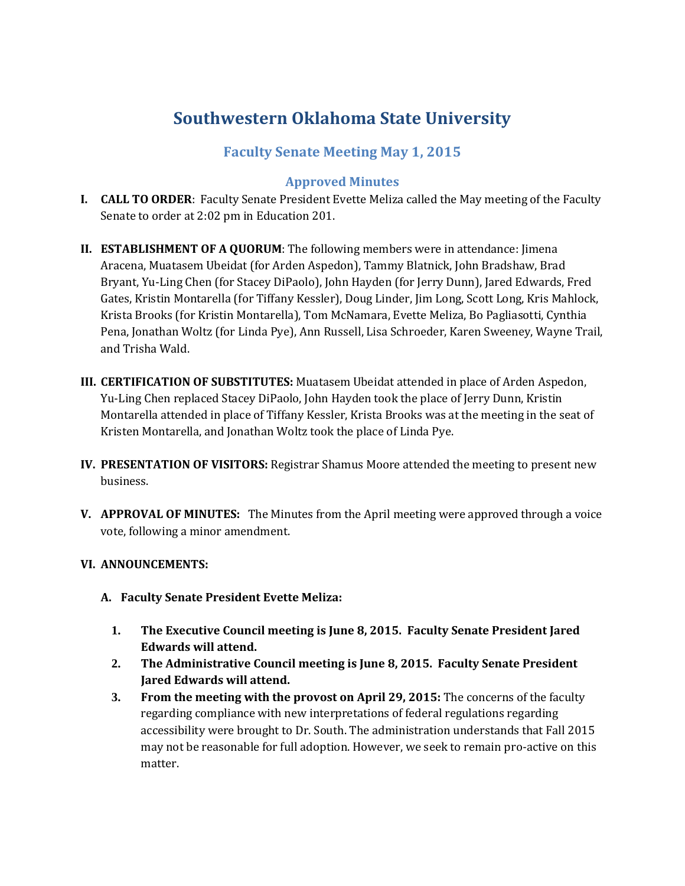# Southwestern Oklahoma State University

## Faculty Senate Meeting May 1, 2015

### Approved Minutes

**I. CALL TO ORDER**: Faculty Senate President Evette Meliza called the May meeting of the Faculty Senate to order at 2:02 pm in Education 201.

**II. ESTABLISHMENT OF A QUORUM**: The following members were in attendance: Jimena Aracena, Muatasem Ubeidat (for Arden Aspedon), Tammy Blatnick, John Bradshaw, Brad Bryant, Yu-Ling Chen (for Stacey DiPaolo), John Hayden (for Jerry Dunn), Jared Edwards, Fred Gates, Kristin Montarella (for Tiffany Kessler), Doug Linder, Jim Long, Scott Long, Kris Mahlock, Krista Brooks (for Kristin Montarella), Tom McNamara, Evette Meliza, Bo Pagliasotti, Cynthia Pena, Jonathan Woltz (for Linda Pye), Ann Russell, Lisa Schroeder, Karen Sweeney, Wayne Trail, and Trisha Wald.

**III. CERTIFICATION OF SUBSTITUTES:** Muatasem Ubeidat attended in place of Arden Aspedon, Yu-Ling Chen replaced Stacey DiPaolo, John Hayden took the place of Jerry Dunn, Kristin Montarella attended in place of Tiffany Kessler, Krista Brooks was at the meeting in the seat of Kristen Montarella, and Jonathan Woltz took the place of Linda Pye.

**IV. PRESENTATION OF VISITORS:** Registrar Shamus Moore attended the meeting to present new business.

**V. APPROVAL OF MINUTES:** The Minutes from the April meeting were approved through a voice vote, following a minor amendment.

**VI. ANNOUNCEMENTS:**

**A. Faculty Senate President Evette Meliza:**

1. **The Executive Council meeting is June 8, 2015. Faculty Senate President Jared Edwards will attend.**
2. **The Administrative Council meeting is June 8, 2015. Faculty Senate President Jared Edwards will attend.**
3. **From the meeting with the provost on April 29, 2015:** The concerns of the faculty regarding compliance with new interpretations of federal regulations regarding accessibility were brought to Dr. South. The administration understands that Fall 2015 may not be reasonable for full adoption. However, we seek to remain pro-active on this matter.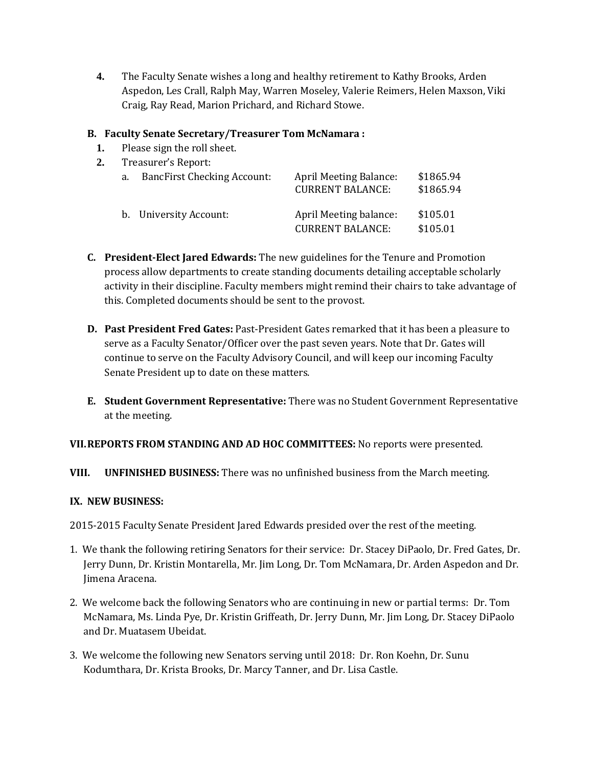4. The Faculty Senate wishes a long and healthy retirement to Kathy Brooks, Arden Aspedon, Les Crall, Ralph May, Warren Moseley, Valerie Reimers, Helen Maxson, Viki Craig, Ray Read, Marion Prichard, and Richard Stowe.

**B. Faculty Senate Secretary/Treasurer Tom McNamara :**

1. Please sign the roll sheet.
2. Treasurer's Report:

| | | |
|---|---|---|
| a. BancFirst Checking Account: | April Meeting Balance: | $1865.94 |
| | CURRENT BALANCE: | $1865.94 |
| b. University Account: | April Meeting balance: | $105.01 |
| | CURRENT BALANCE: | $105.01 |

**C. President-Elect Jared Edwards:** The new guidelines for the Tenure and Promotion process allow departments to create standing documents detailing acceptable scholarly activity in their discipline. Faculty members might remind their chairs to take advantage of this. Completed documents should be sent to the provost.

**D. Past President Fred Gates:** Past-President Gates remarked that it has been a pleasure to serve as a Faculty Senator/Officer over the past seven years. Note that Dr. Gates will continue to serve on the Faculty Advisory Council, and will keep our incoming Faculty Senate President up to date on these matters.

**E. Student Government Representative:** There was no Student Government Representative at the meeting.

**VII. REPORTS FROM STANDING AND AD HOC COMMITTEES:** No reports were presented.

**VIII. UNFINISHED BUSINESS:** There was no unfinished business from the March meeting.

**IX. NEW BUSINESS:**

2015-2015 Faculty Senate President Jared Edwards presided over the rest of the meeting.

1. We thank the following retiring Senators for their service: Dr. Stacey DiPaolo, Dr. Fred Gates, Dr. Jerry Dunn, Dr. Kristin Montarella, Mr. Jim Long, Dr. Tom McNamara, Dr. Arden Aspedon and Dr. Jimena Aracena.
2. We welcome back the following Senators who are continuing in new or partial terms: Dr. Tom McNamara, Ms. Linda Pye, Dr. Kristin Griffeath, Dr. Jerry Dunn, Mr. Jim Long, Dr. Stacey DiPaolo and Dr. Muatasem Ubeidat.
3. We welcome the following new Senators serving until 2018: Dr. Ron Koehn, Dr. Sunu Kodumthara, Dr. Krista Brooks, Dr. Marcy Tanner, and Dr. Lisa Castle.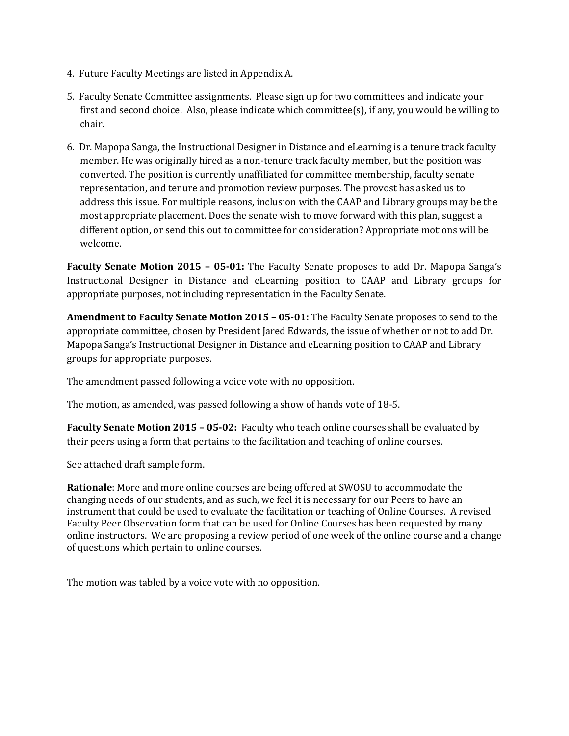4. Future Faculty Meetings are listed in Appendix A.

5. Faculty Senate Committee assignments. Please sign up for two committees and indicate your first and second choice. Also, please indicate which committee(s), if any, you would be willing to chair.

6. Dr. Mapopa Sanga, the Instructional Designer in Distance and eLearning is a tenure track faculty member. He was originally hired as a non-tenure track faculty member, but the position was converted. The position is currently unaffiliated for committee membership, faculty senate representation, and tenure and promotion review purposes. The provost has asked us to address this issue. For multiple reasons, inclusion with the CAAP and Library groups may be the most appropriate placement. Does the senate wish to move forward with this plan, suggest a different option, or send this out to committee for consideration? Appropriate motions will be welcome.

**Faculty Senate Motion 2015 – 05-01:** The Faculty Senate proposes to add Dr. Mapopa Sanga's Instructional Designer in Distance and eLearning position to CAAP and Library groups for appropriate purposes, not including representation in the Faculty Senate.

**Amendment to Faculty Senate Motion 2015 – 05-01:** The Faculty Senate proposes to send to the appropriate committee, chosen by President Jared Edwards, the issue of whether or not to add Dr. Mapopa Sanga's Instructional Designer in Distance and eLearning position to CAAP and Library groups for appropriate purposes.

The amendment passed following a voice vote with no opposition.

The motion, as amended, was passed following a show of hands vote of 18-5.

**Faculty Senate Motion 2015 – 05-02:** Faculty who teach online courses shall be evaluated by their peers using a form that pertains to the facilitation and teaching of online courses.

See attached draft sample form.

**Rationale**: More and more online courses are being offered at SWOSU to accommodate the changing needs of our students, and as such, we feel it is necessary for our Peers to have an instrument that could be used to evaluate the facilitation or teaching of Online Courses. A revised Faculty Peer Observation form that can be used for Online Courses has been requested by many online instructors. We are proposing a review period of one week of the online course and a change of questions which pertain to online courses.

The motion was tabled by a voice vote with no opposition.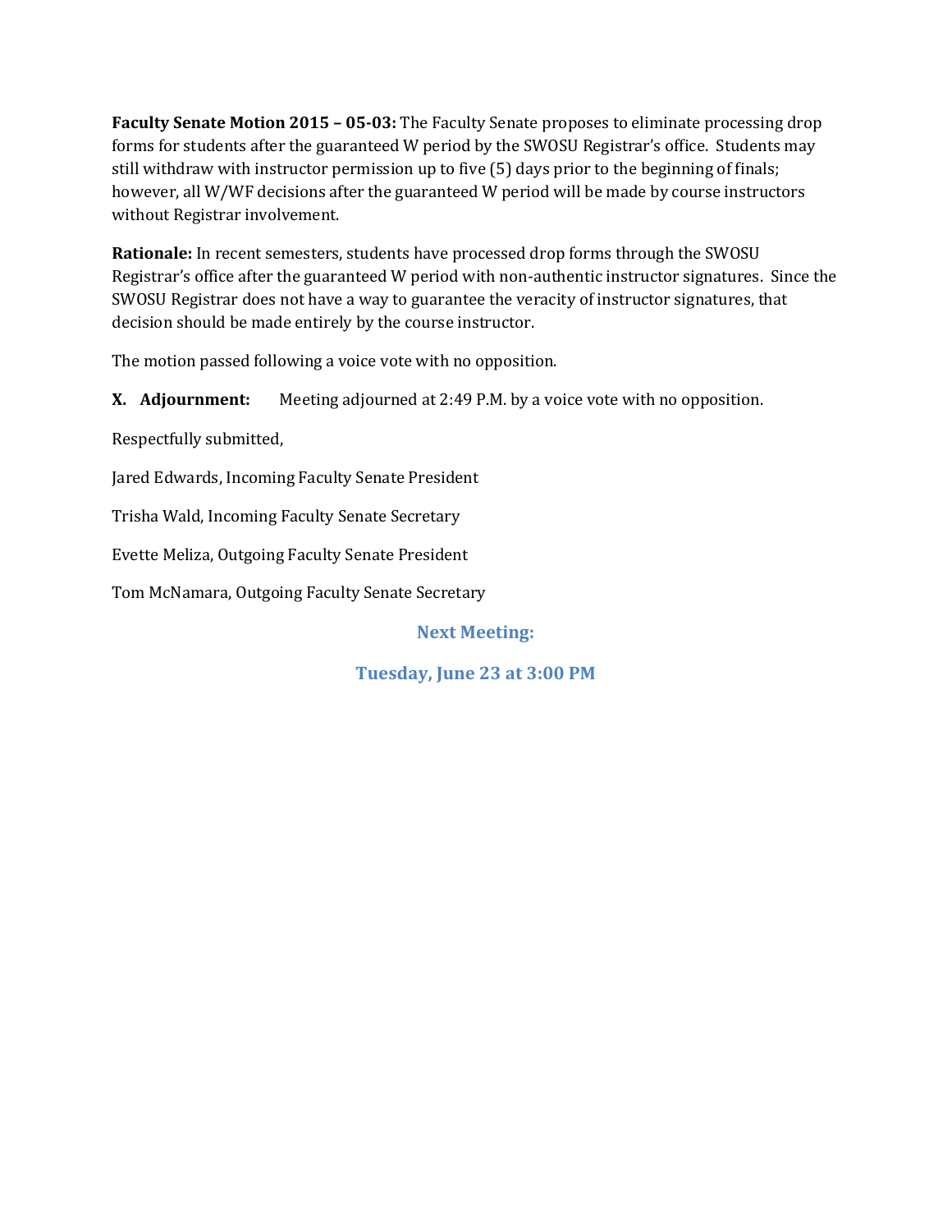**Faculty Senate Motion 2015 – 05-03:** The Faculty Senate proposes to eliminate processing drop forms for students after the guaranteed W period by the SWOSU Registrar's office. Students may still withdraw with instructor permission up to five (5) days prior to the beginning of finals; however, all W/WF decisions after the guaranteed W period will be made by course instructors without Registrar involvement.

**Rationale:** In recent semesters, students have processed drop forms through the SWOSU Registrar's office after the guaranteed W period with non-authentic instructor signatures. Since the SWOSU Registrar does not have a way to guarantee the veracity of instructor signatures, that decision should be made entirely by the course instructor.

The motion passed following a voice vote with no opposition.

**X. Adjournment:** Meeting adjourned at 2:49 P.M. by a voice vote with no opposition.

Respectfully submitted,

Jared Edwards, Incoming Faculty Senate President

Trisha Wald, Incoming Faculty Senate Secretary

Evette Meliza, Outgoing Faculty Senate President

Tom McNamara, Outgoing Faculty Senate Secretary

**Next Meeting:**

**Tuesday, June 23 at 3:00 PM**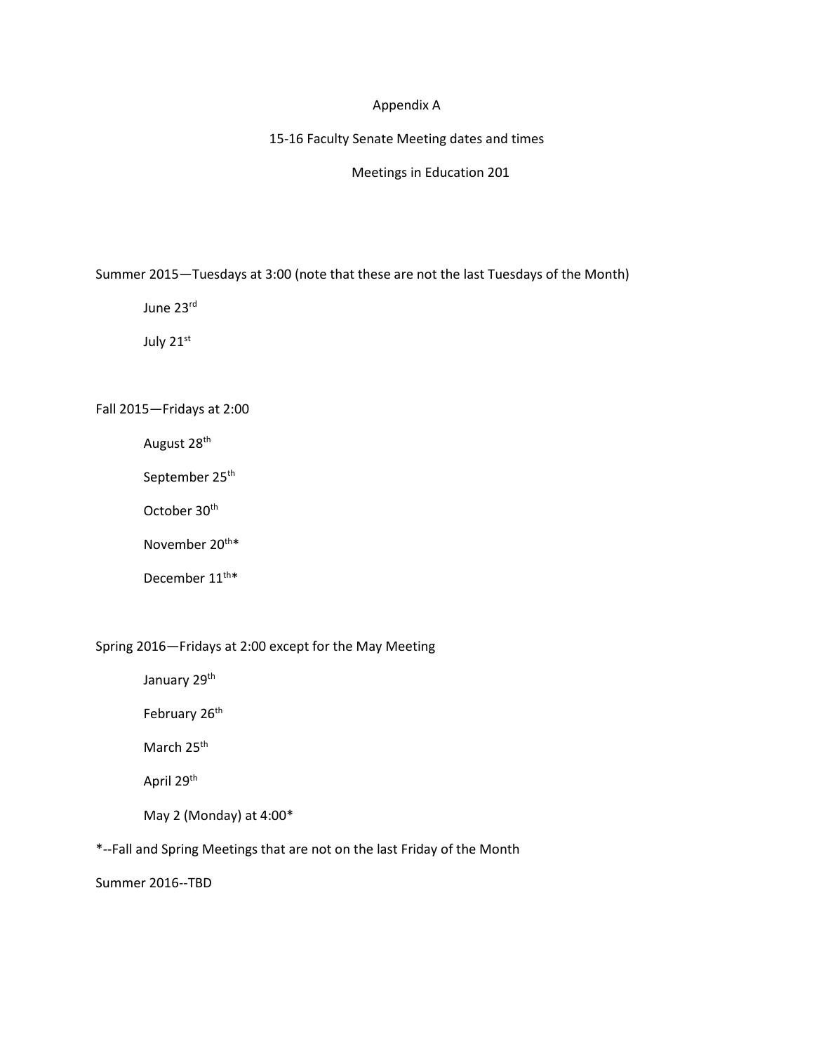# Appendix A

## 15-16 Faculty Senate Meeting dates and times

### Meetings in Education 201

Summer 2015—Tuesdays at 3:00 (note that these are not the last Tuesdays of the Month)

- June 23rd
- July 21st

Fall 2015—Fridays at 2:00

- August 28th
- September 25th
- October 30th
- November 20th*
- December 11th*

Spring 2016—Fridays at 2:00 except for the May Meeting

- January 29th
- February 26th
- March 25th
- April 29th
- May 2 (Monday) at 4:00*

*--Fall and Spring Meetings that are not on the last Friday of the Month

Summer 2016--TBD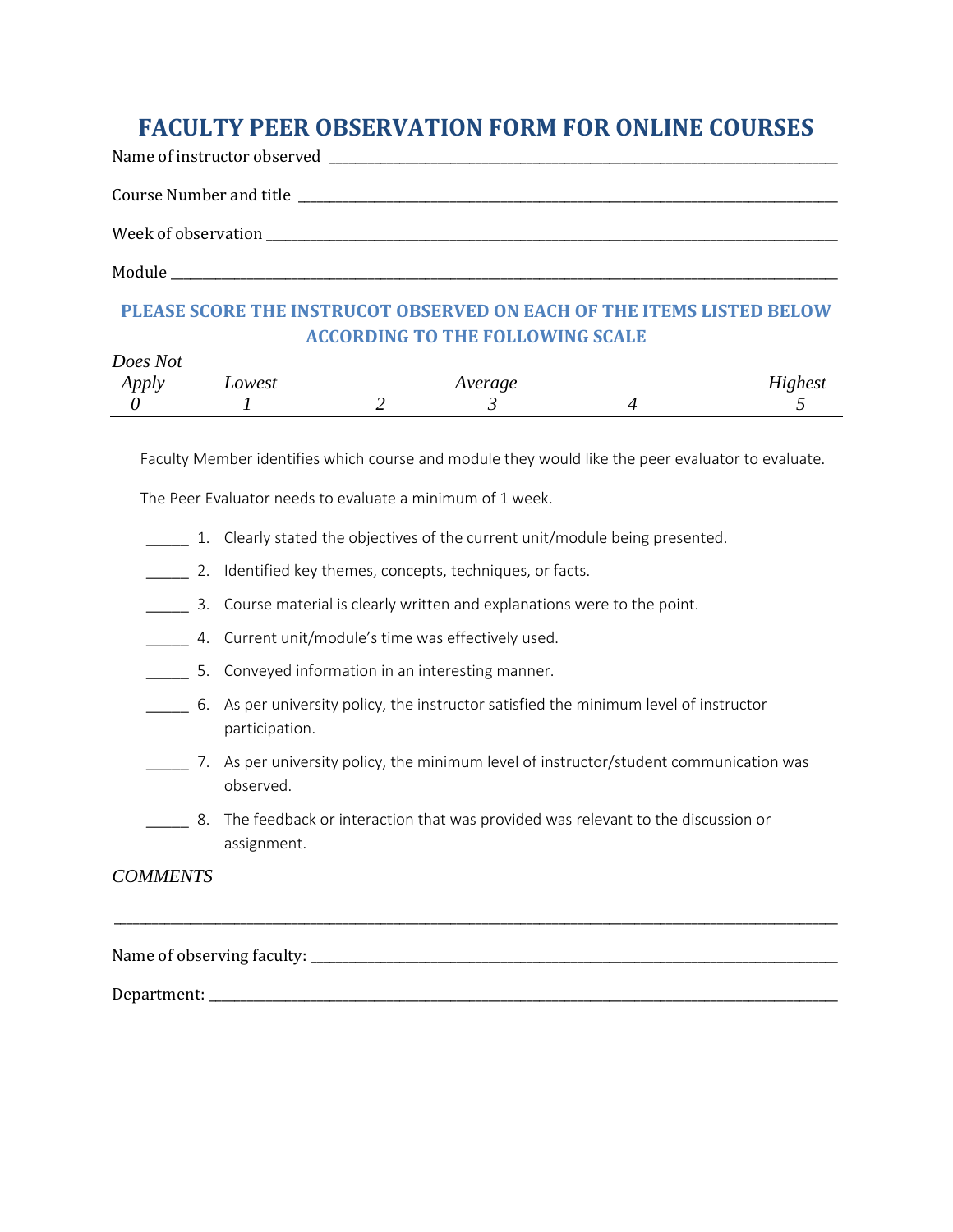# FACULTY PEER OBSERVATION FORM FOR ONLINE COURSES

Name of instructor observed ___________________________________________

Course Number and title ___________________________________________

Week of observation ___________________________________________

Module ___________________________________________

### PLEASE SCORE THE INSTRUCOT OBSERVED ON EACH OF THE ITEMS LISTED BELOW ACCORDING TO THE FOLLOWING SCALE

| Does Not Apply | Lowest | | Average | | Highest |
|---|---|---|---|---|---|
| *0* | *1* | *2* | *3* | *4* | *5* |

Faculty Member identifies which course and module they would like the peer evaluator to evaluate.

The Peer Evaluator needs to evaluate a minimum of 1 week.

_____ 1. Clearly stated the objectives of the current unit/module being presented.

_____ 2. Identified key themes, concepts, techniques, or facts.

_____ 3. Course material is clearly written and explanations were to the point.

_____ 4. Current unit/module's time was effectively used.

_____ 5. Conveyed information in an interesting manner.

_____ 6. As per university policy, the instructor satisfied the minimum level of instructor participation.

_____ 7. As per university policy, the minimum level of instructor/student communication was observed.

_____ 8. The feedback or interaction that was provided was relevant to the discussion or assignment.

*COMMENTS*

___________________________________________

Name of observing faculty: ___________________________________________

Department: ___________________________________________